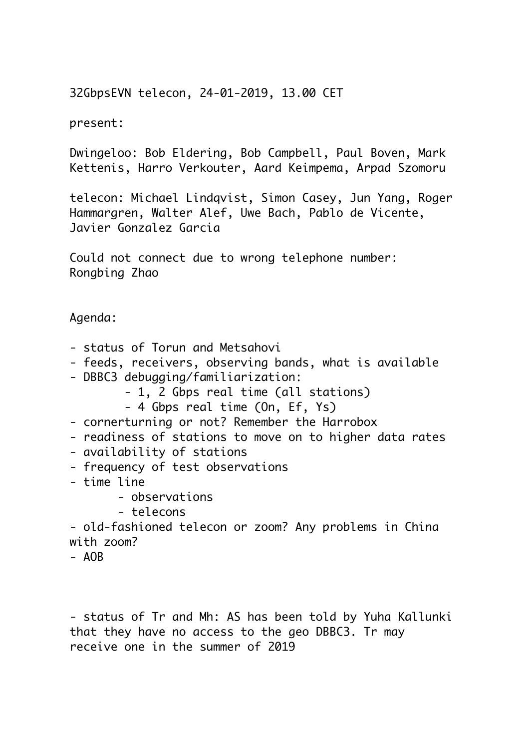32GbpsEVN telecon, 24-01-2019, 13.00 CET

present:

Dwingeloo: Bob Eldering, Bob Campbell, Paul Boven, Mark Kettenis, Harro Verkouter, Aard Keimpema, Arpad Szomoru

telecon: Michael Lindqvist, Simon Casey, Jun Yang, Roger Hammargren, Walter Alef, Uwe Bach, Pablo de Vicente, Javier Gonzalez Garcia

Could not connect due to wrong telephone number: Rongbing Zhao

Agenda:

- status of Torun and Metsahovi
- feeds, receivers, observing bands, what is available
- DBBC3 debugging/familiarization:
    - 1, 2 Gbps real time (all stations)
    - 4 Gbps real time (On, Ef, Ys)
- cornerturning or not? Remember the Harrobox
- readiness of stations to move on to higher data rates
- availability of stations
- frequency of test observations
- time line
    - observations
    - telecons
- old-fashioned telecon or zoom? Any problems in China with zoom?
- AOB

- status of Tr and Mh: AS has been told by Yuha Kallunki that they have no access to the geo DBBC3. Tr may receive one in the summer of 2019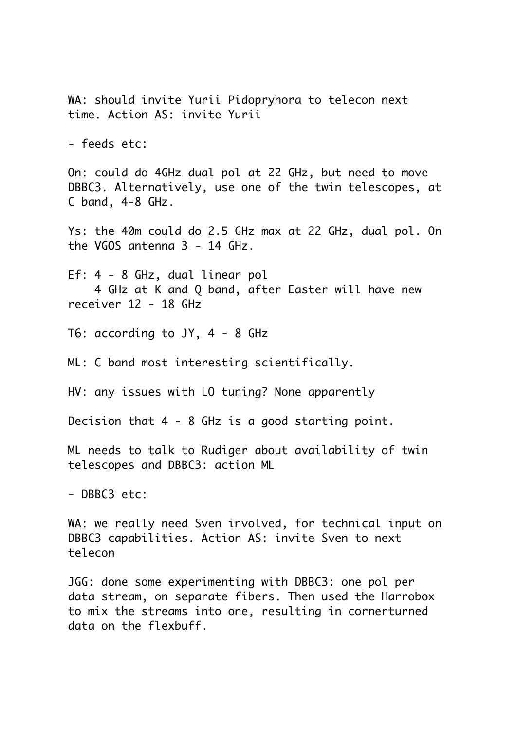WA: should invite Yurii Pidopryhora to telecon next time. Action AS: invite Yurii

- feeds etc:

On: could do 4GHz dual pol at 22 GHz, but need to move DBBC3. Alternatively, use one of the twin telescopes, at C band, 4-8 GHz.

Ys: the 40m could do 2.5 GHz max at 22 GHz, dual pol. On the VGOS antenna 3 - 14 GHz.

Ef: 4 - 8 GHz, dual linear pol
    4 GHz at K and Q band, after Easter will have new receiver 12 - 18 GHz

T6: according to JY, 4 - 8 GHz

ML: C band most interesting scientifically.

HV: any issues with LO tuning? None apparently

Decision that 4 - 8 GHz is a good starting point.

ML needs to talk to Rudiger about availability of twin telescopes and DBBC3: action ML

- DBBC3 etc:

WA: we really need Sven involved, for technical input on DBBC3 capabilities. Action AS: invite Sven to next telecon

JGG: done some experimenting with DBBC3: one pol per data stream, on separate fibers. Then used the Harrobox to mix the streams into one, resulting in cornerturned data on the flexbuff.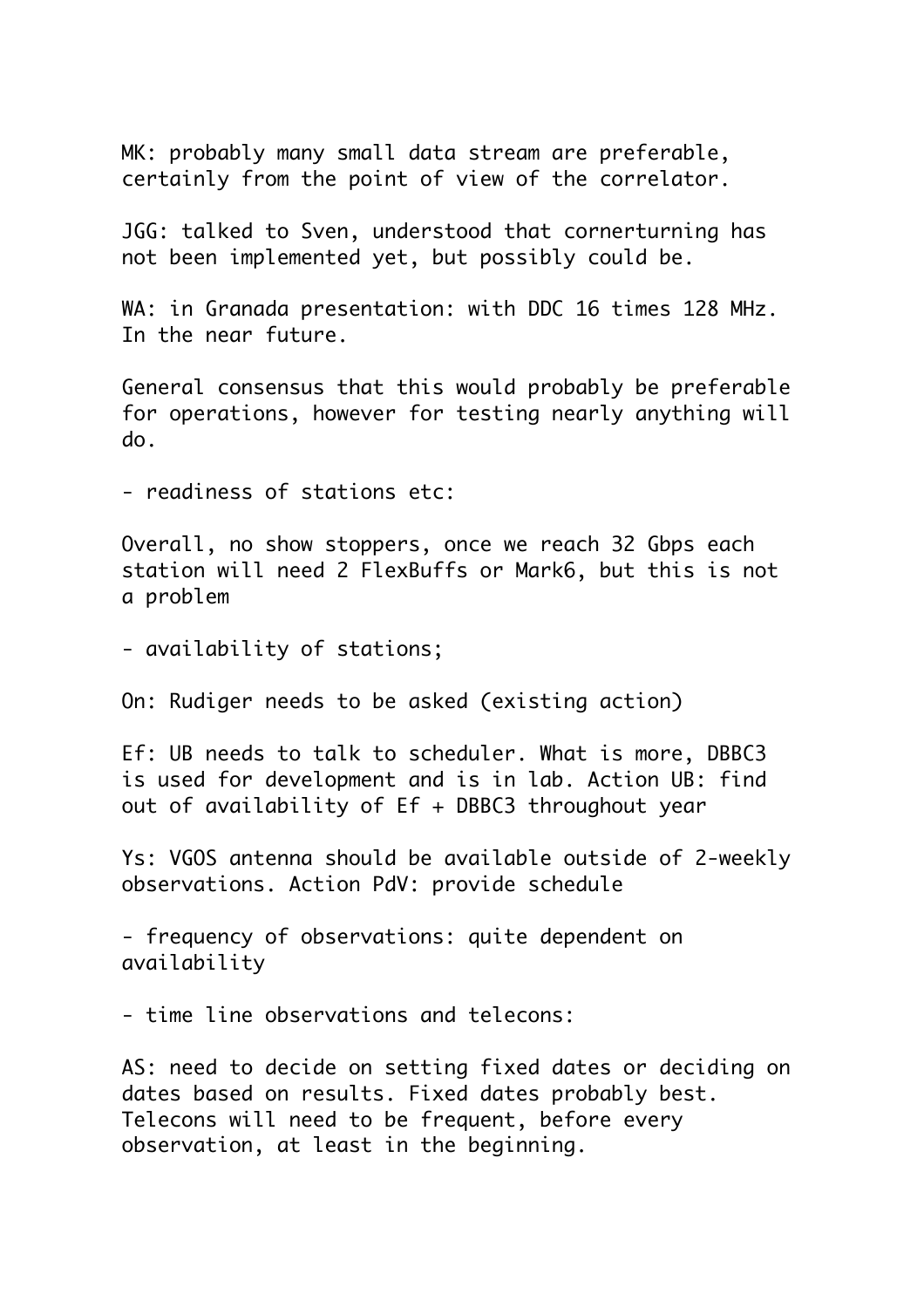MK: probably many small data stream are preferable, certainly from the point of view of the correlator.

JGG: talked to Sven, understood that cornerturning has not been implemented yet, but possibly could be.

WA: in Granada presentation: with DDC 16 times 128 MHz. In the near future.

General consensus that this would probably be preferable for operations, however for testing nearly anything will do.

- readiness of stations etc:

Overall, no show stoppers, once we reach 32 Gbps each station will need 2 FlexBuffs or Mark6, but this is not a problem

- availability of stations;

On: Rudiger needs to be asked (existing action)

Ef: UB needs to talk to scheduler. What is more, DBBC3 is used for development and is in lab. Action UB: find out of availability of Ef + DBBC3 throughout year

Ys: VGOS antenna should be available outside of 2-weekly observations. Action PdV: provide schedule

- frequency of observations: quite dependent on availability

- time line observations and telecons:

AS: need to decide on setting fixed dates or deciding on dates based on results. Fixed dates probably best. Telecons will need to be frequent, before every observation, at least in the beginning.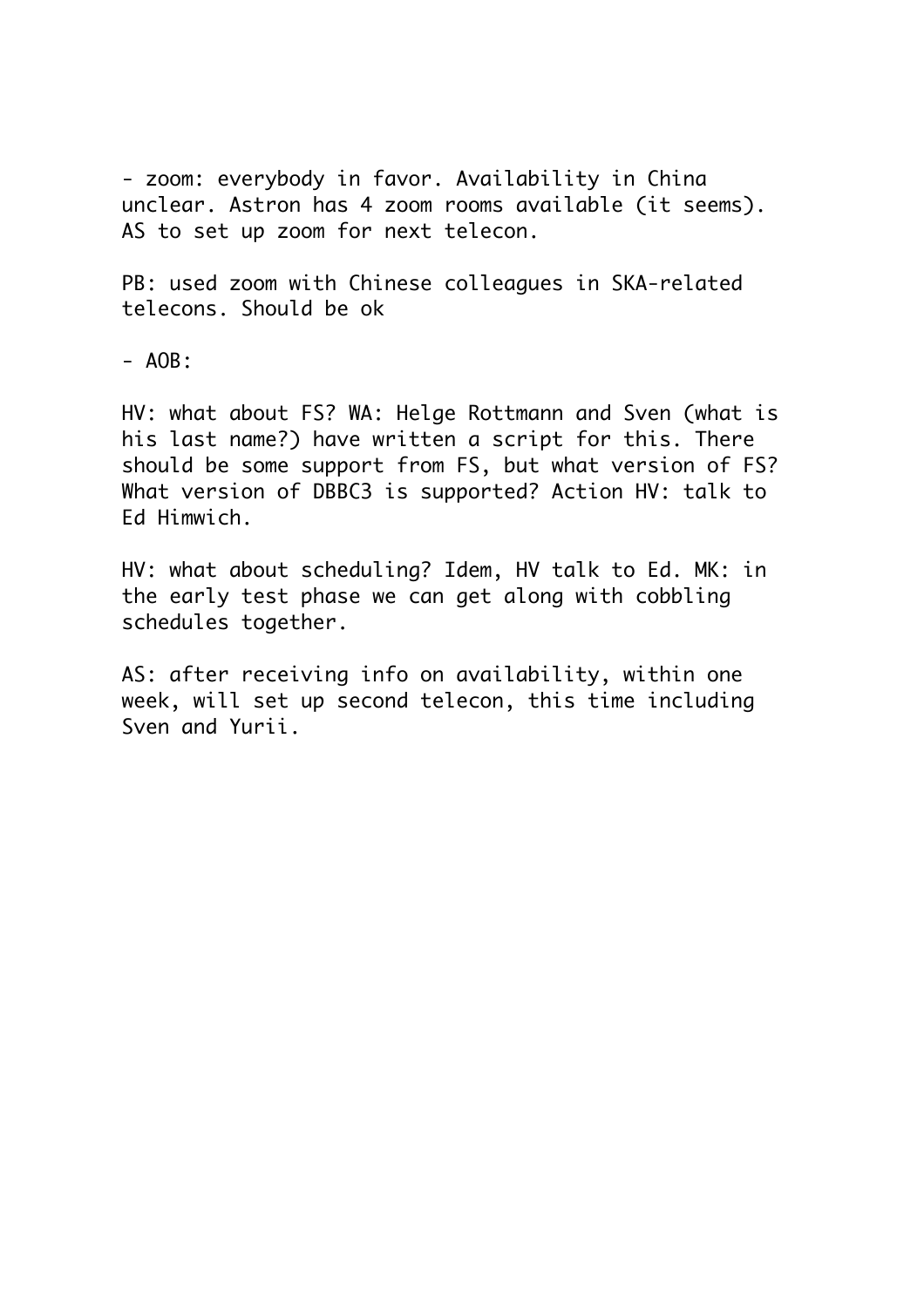- zoom: everybody in favor. Availability in China unclear. Astron has 4 zoom rooms available (it seems). AS to set up zoom for next telecon.

PB: used zoom with Chinese colleagues in SKA-related telecons. Should be ok

- AOB:

HV: what about FS? WA: Helge Rottmann and Sven (what is his last name?) have written a script for this. There should be some support from FS, but what version of FS? What version of DBBC3 is supported? Action HV: talk to Ed Himwich.

HV: what about scheduling? Idem, HV talk to Ed. MK: in the early test phase we can get along with cobbling schedules together.

AS: after receiving info on availability, within one week, will set up second telecon, this time including Sven and Yurii.